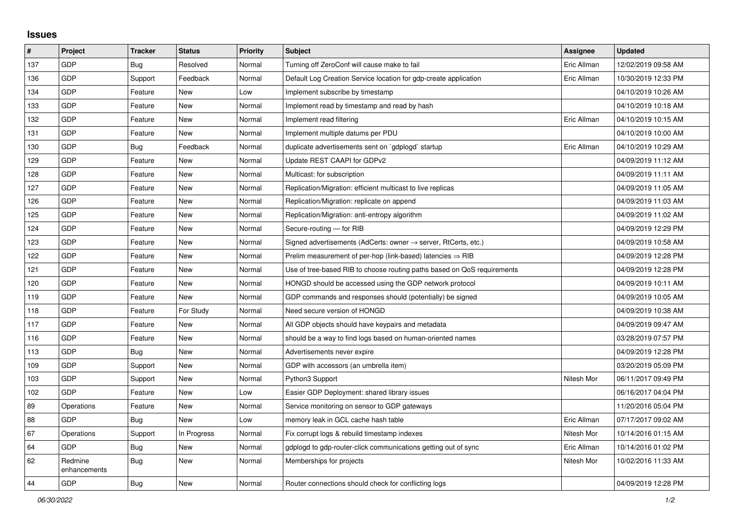## Issues

| # | Project | Tracker | Status | Priority | Subject | Assignee | Updated |
|---|---|---|---|---|---|---|---|
| 137 | GDP | Bug | Resolved | Normal | Turning off ZeroConf will cause make to fail | Eric Allman | 12/02/2019 09:58 AM |
| 136 | GDP | Support | Feedback | Normal | Default Log Creation Service location for gdp-create application | Eric Allman | 10/30/2019 12:33 PM |
| 134 | GDP | Feature | New | Low | Implement subscribe by timestamp | | 04/10/2019 10:26 AM |
| 133 | GDP | Feature | New | Normal | Implement read by timestamp and read by hash | | 04/10/2019 10:18 AM |
| 132 | GDP | Feature | New | Normal | Implement read filtering | Eric Allman | 04/10/2019 10:15 AM |
| 131 | GDP | Feature | New | Normal | Implement multiple datums per PDU | | 04/10/2019 10:00 AM |
| 130 | GDP | Bug | Feedback | Normal | duplicate advertisements sent on `gdplogd` startup | Eric Allman | 04/10/2019 10:29 AM |
| 129 | GDP | Feature | New | Normal | Update REST CAAPI for GDPv2 | | 04/09/2019 11:12 AM |
| 128 | GDP | Feature | New | Normal | Multicast: for subscription | | 04/09/2019 11:11 AM |
| 127 | GDP | Feature | New | Normal | Replication/Migration: efficient multicast to live replicas | | 04/09/2019 11:05 AM |
| 126 | GDP | Feature | New | Normal | Replication/Migration: replicate on append | | 04/09/2019 11:03 AM |
| 125 | GDP | Feature | New | Normal | Replication/Migration: anti-entropy algorithm | | 04/09/2019 11:02 AM |
| 124 | GDP | Feature | New | Normal | Secure-routing — for RIB | | 04/09/2019 12:29 PM |
| 123 | GDP | Feature | New | Normal | Signed advertisements (AdCerts: owner → server, RtCerts, etc.) | | 04/09/2019 10:58 AM |
| 122 | GDP | Feature | New | Normal | Prelim measurement of per-hop (link-based) latencies ⇒ RIB | | 04/09/2019 12:28 PM |
| 121 | GDP | Feature | New | Normal | Use of tree-based RIB to choose routing paths based on QoS requirements | | 04/09/2019 12:28 PM |
| 120 | GDP | Feature | New | Normal | HONGD should be accessed using the GDP network protocol | | 04/09/2019 10:11 AM |
| 119 | GDP | Feature | New | Normal | GDP commands and responses should (potentially) be signed | | 04/09/2019 10:05 AM |
| 118 | GDP | Feature | For Study | Normal | Need secure version of HONGD | | 04/09/2019 10:38 AM |
| 117 | GDP | Feature | New | Normal | All GDP objects should have keypairs and metadata | | 04/09/2019 09:47 AM |
| 116 | GDP | Feature | New | Normal | should be a way to find logs based on human-oriented names | | 03/28/2019 07:57 PM |
| 113 | GDP | Bug | New | Normal | Advertisements never expire | | 04/09/2019 12:28 PM |
| 109 | GDP | Support | New | Normal | GDP with accessors (an umbrella item) | | 03/20/2019 05:09 PM |
| 103 | GDP | Support | New | Normal | Python3 Support | Nitesh Mor | 06/11/2017 09:49 PM |
| 102 | GDP | Feature | New | Low | Easier GDP Deployment: shared library issues | | 06/16/2017 04:04 PM |
| 89 | Operations | Feature | New | Normal | Service monitoring on sensor to GDP gateways | | 11/20/2016 05:04 PM |
| 88 | GDP | Bug | New | Low | memory leak in GCL cache hash table | Eric Allman | 07/17/2017 09:02 AM |
| 67 | Operations | Support | In Progress | Normal | Fix corrupt logs & rebuild timestamp indexes | Nitesh Mor | 10/14/2016 01:15 AM |
| 64 | GDP | Bug | New | Normal | gdplogd to gdp-router-click communications getting out of sync | Eric Allman | 10/14/2016 01:02 PM |
| 62 | Redmine enhancements | Bug | New | Normal | Memberships for projects | Nitesh Mor | 10/02/2016 11:33 AM |
| 44 | GDP | Bug | New | Normal | Router connections should check for conflicting logs | | 04/09/2019 12:28 PM |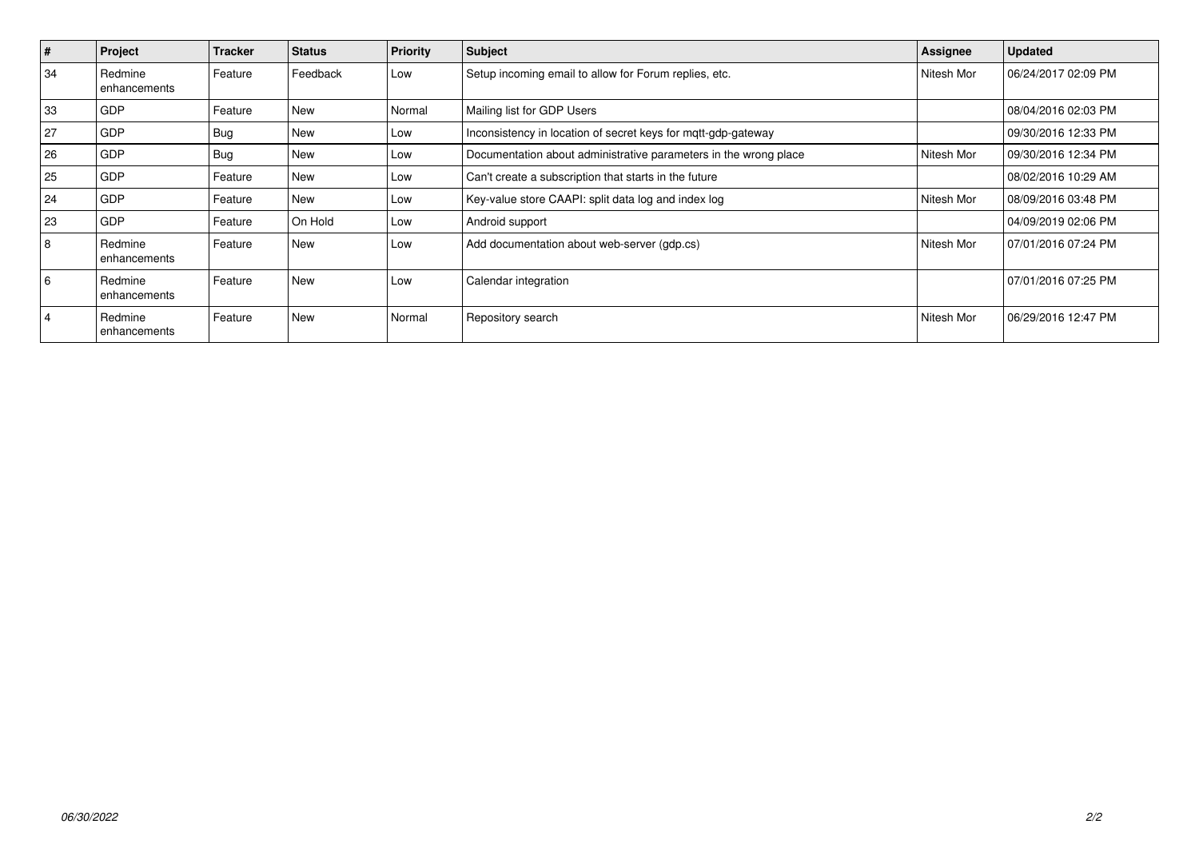| # | Project | Tracker | Status | Priority | Subject | Assignee | Updated |
|---|---|---|---|---|---|---|---|
| 34 | Redmine enhancements | Feature | Feedback | Low | Setup incoming email to allow for Forum replies, etc. | Nitesh Mor | 06/24/2017 02:09 PM |
| 33 | GDP | Feature | New | Normal | Mailing list for GDP Users | | 08/04/2016 02:03 PM |
| 27 | GDP | Bug | New | Low | Inconsistency in location of secret keys for mqtt-gdp-gateway | | 09/30/2016 12:33 PM |
| 26 | GDP | Bug | New | Low | Documentation about administrative parameters in the wrong place | Nitesh Mor | 09/30/2016 12:34 PM |
| 25 | GDP | Feature | New | Low | Can't create a subscription that starts in the future | | 08/02/2016 10:29 AM |
| 24 | GDP | Feature | New | Low | Key-value store CAAPI: split data log and index log | Nitesh Mor | 08/09/2016 03:48 PM |
| 23 | GDP | Feature | On Hold | Low | Android support | | 04/09/2019 02:06 PM |
| 8 | Redmine enhancements | Feature | New | Low | Add documentation about web-server (gdp.cs) | Nitesh Mor | 07/01/2016 07:24 PM |
| 6 | Redmine enhancements | Feature | New | Low | Calendar integration | | 07/01/2016 07:25 PM |
| 4 | Redmine enhancements | Feature | New | Normal | Repository search | Nitesh Mor | 06/29/2016 12:47 PM |